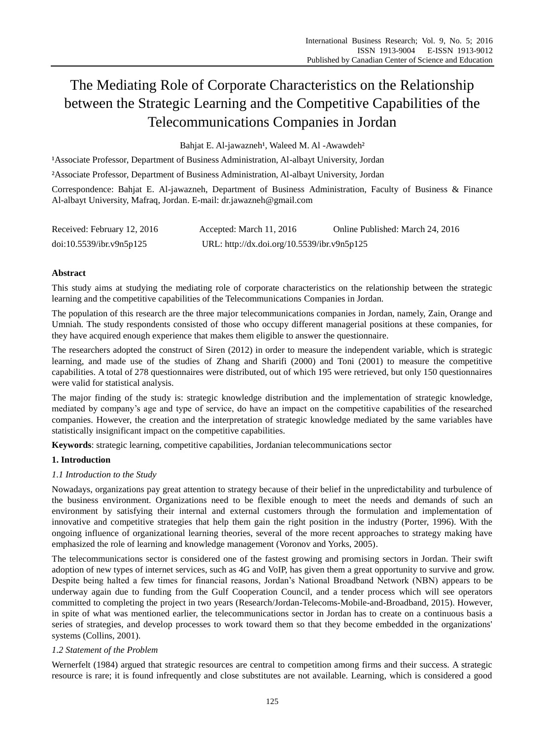# The Mediating Role of Corporate Characteristics on the Relationship between the Strategic Learning and the Competitive Capabilities of the Telecommunications Companies in Jordan

Bahjat E. Al-jawazneh[1], Waleed M. Al -Awawdeh[2]

[1]Associate Professor, Department of Business Administration, Al-albayt University, Jordan

[2]Associate Professor, Department of Business Administration, Al-albayt University, Jordan

Correspondence: Bahjat E. Al-jawazneh, Department of Business Administration, Faculty of Business & Finance Al-albayt University, Mafraq, Jordan. E-mail: dr.jawazneh@gmail.com

Received: February 12, 2016 Accepted: March 11, 2016 Online Published: March 24, 2016

doi:10.5539/ibr.v9n5p125 URL: http://dx.doi.org/10.5539/ibr.v9n5p125

## Abstract

This study aims at studying the mediating role of corporate characteristics on the relationship between the strategic learning and the competitive capabilities of the Telecommunications Companies in Jordan.

The population of this research are the three major telecommunications companies in Jordan, namely, Zain, Orange and Umniah. The study respondents consisted of those who occupy different managerial positions at these companies, for they have acquired enough experience that makes them eligible to answer the questionnaire.

The researchers adopted the construct of Siren (2012) in order to measure the independent variable, which is strategic learning, and made use of the studies of Zhang and Sharifi (2000) and Toni (2001) to measure the competitive capabilities. A total of 278 questionnaires were distributed, out of which 195 were retrieved, but only 150 questionnaires were valid for statistical analysis.

The major finding of the study is: strategic knowledge distribution and the implementation of strategic knowledge, mediated by company's age and type of service, do have an impact on the competitive capabilities of the researched companies. However, the creation and the interpretation of strategic knowledge mediated by the same variables have statistically insignificant impact on the competitive capabilities.

**Keywords**: strategic learning, competitive capabilities, Jordanian telecommunications sector

## 1. Introduction

### *1.1 Introduction to the Study*

Nowadays, organizations pay great attention to strategy because of their belief in the unpredictability and turbulence of the business environment. Organizations need to be flexible enough to meet the needs and demands of such an environment by satisfying their internal and external customers through the formulation and implementation of innovative and competitive strategies that help them gain the right position in the industry (Porter, 1996). With the ongoing influence of organizational learning theories, several of the more recent approaches to strategy making have emphasized the role of learning and knowledge management (Voronov and Yorks, 2005).

The telecommunications sector is considered one of the fastest growing and promising sectors in Jordan. Their swift adoption of new types of internet services, such as 4G and VoIP, has given them a great opportunity to survive and grow. Despite being halted a few times for financial reasons, Jordan's National Broadband Network (NBN) appears to be underway again due to funding from the Gulf Cooperation Council, and a tender process which will see operators committed to completing the project in two years (Research/Jordan-Telecoms-Mobile-and-Broadband, 2015). However, in spite of what was mentioned earlier, the telecommunications sector in Jordan has to create on a continuous basis a series of strategies, and develop processes to work toward them so that they become embedded in the organizations' systems (Collins, 2001).

### *1.2 Statement of the Problem*

Wernerfelt (1984) argued that strategic resources are central to competition among firms and their success. A strategic resource is rare; it is found infrequently and close substitutes are not available. Learning, which is considered a good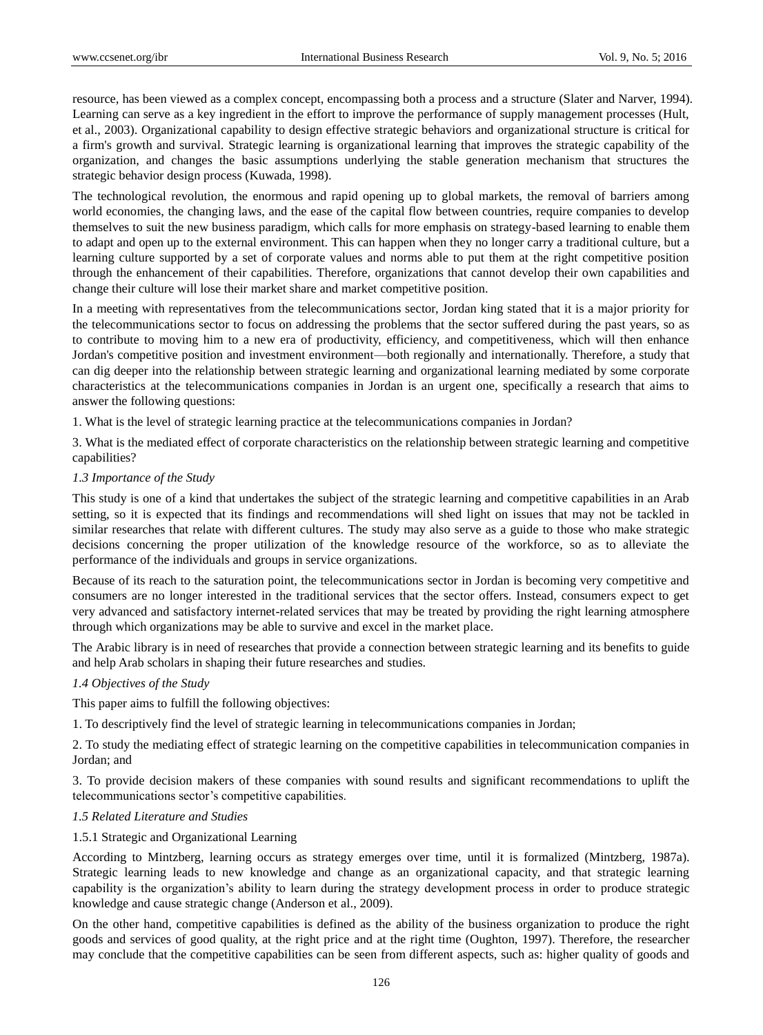resource, has been viewed as a complex concept, encompassing both a process and a structure (Slater and Narver, 1994). Learning can serve as a key ingredient in the effort to improve the performance of supply management processes (Hult, et al., 2003). Organizational capability to design effective strategic behaviors and organizational structure is critical for a firm's growth and survival. Strategic learning is organizational learning that improves the strategic capability of the organization, and changes the basic assumptions underlying the stable generation mechanism that structures the strategic behavior design process (Kuwada, 1998).

The technological revolution, the enormous and rapid opening up to global markets, the removal of barriers among world economies, the changing laws, and the ease of the capital flow between countries, require companies to develop themselves to suit the new business paradigm, which calls for more emphasis on strategy-based learning to enable them to adapt and open up to the external environment. This can happen when they no longer carry a traditional culture, but a learning culture supported by a set of corporate values and norms able to put them at the right competitive position through the enhancement of their capabilities. Therefore, organizations that cannot develop their own capabilities and change their culture will lose their market share and market competitive position.

In a meeting with representatives from the telecommunications sector, Jordan king stated that it is a major priority for the telecommunications sector to focus on addressing the problems that the sector suffered during the past years, so as to contribute to moving him to a new era of productivity, efficiency, and competitiveness, which will then enhance Jordan's competitive position and investment environment—both regionally and internationally. Therefore, a study that can dig deeper into the relationship between strategic learning and organizational learning mediated by some corporate characteristics at the telecommunications companies in Jordan is an urgent one, specifically a research that aims to answer the following questions:

1. What is the level of strategic learning practice at the telecommunications companies in Jordan?

3. What is the mediated effect of corporate characteristics on the relationship between strategic learning and competitive capabilities?

### *1.3 Importance of the Study*

This study is one of a kind that undertakes the subject of the strategic learning and competitive capabilities in an Arab setting, so it is expected that its findings and recommendations will shed light on issues that may not be tackled in similar researches that relate with different cultures. The study may also serve as a guide to those who make strategic decisions concerning the proper utilization of the knowledge resource of the workforce, so as to alleviate the performance of the individuals and groups in service organizations.

Because of its reach to the saturation point, the telecommunications sector in Jordan is becoming very competitive and consumers are no longer interested in the traditional services that the sector offers. Instead, consumers expect to get very advanced and satisfactory internet-related services that may be treated by providing the right learning atmosphere through which organizations may be able to survive and excel in the market place.

The Arabic library is in need of researches that provide a connection between strategic learning and its benefits to guide and help Arab scholars in shaping their future researches and studies.

### *1.4 Objectives of the Study*

This paper aims to fulfill the following objectives:

1. To descriptively find the level of strategic learning in telecommunications companies in Jordan;

2. To study the mediating effect of strategic learning on the competitive capabilities in telecommunication companies in Jordan; and

3. To provide decision makers of these companies with sound results and significant recommendations to uplift the telecommunications sector's competitive capabilities.

### *1.5 Related Literature and Studies*

#### 1.5.1 Strategic and Organizational Learning

According to Mintzberg, learning occurs as strategy emerges over time, until it is formalized (Mintzberg, 1987a). Strategic learning leads to new knowledge and change as an organizational capacity, and that strategic learning capability is the organization's ability to learn during the strategy development process in order to produce strategic knowledge and cause strategic change (Anderson et al., 2009).

On the other hand, competitive capabilities is defined as the ability of the business organization to produce the right goods and services of good quality, at the right price and at the right time (Oughton, 1997). Therefore, the researcher may conclude that the competitive capabilities can be seen from different aspects, such as: higher quality of goods and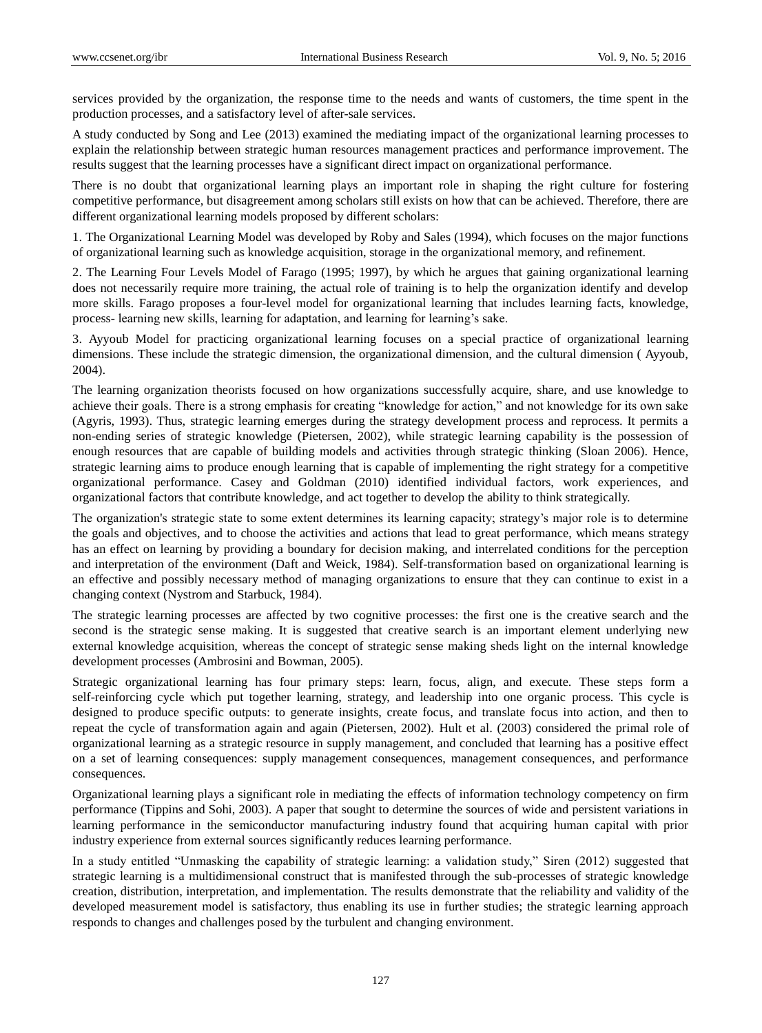services provided by the organization, the response time to the needs and wants of customers, the time spent in the production processes, and a satisfactory level of after-sale services.

A study conducted by Song and Lee (2013) examined the mediating impact of the organizational learning processes to explain the relationship between strategic human resources management practices and performance improvement. The results suggest that the learning processes have a significant direct impact on organizational performance.

There is no doubt that organizational learning plays an important role in shaping the right culture for fostering competitive performance, but disagreement among scholars still exists on how that can be achieved. Therefore, there are different organizational learning models proposed by different scholars:

1. The Organizational Learning Model was developed by Roby and Sales (1994), which focuses on the major functions of organizational learning such as knowledge acquisition, storage in the organizational memory, and refinement.

2. The Learning Four Levels Model of Farago (1995; 1997), by which he argues that gaining organizational learning does not necessarily require more training, the actual role of training is to help the organization identify and develop more skills. Farago proposes a four-level model for organizational learning that includes learning facts, knowledge, process- learning new skills, learning for adaptation, and learning for learning's sake.

3. Ayyoub Model for practicing organizational learning focuses on a special practice of organizational learning dimensions. These include the strategic dimension, the organizational dimension, and the cultural dimension ( Ayyoub, 2004).

The learning organization theorists focused on how organizations successfully acquire, share, and use knowledge to achieve their goals. There is a strong emphasis for creating "knowledge for action," and not knowledge for its own sake (Agyris, 1993). Thus, strategic learning emerges during the strategy development process and reprocess. It permits a non-ending series of strategic knowledge (Pietersen, 2002), while strategic learning capability is the possession of enough resources that are capable of building models and activities through strategic thinking (Sloan 2006). Hence, strategic learning aims to produce enough learning that is capable of implementing the right strategy for a competitive organizational performance. Casey and Goldman (2010) identified individual factors, work experiences, and organizational factors that contribute knowledge, and act together to develop the ability to think strategically.

The organization's strategic state to some extent determines its learning capacity; strategy's major role is to determine the goals and objectives, and to choose the activities and actions that lead to great performance, which means strategy has an effect on learning by providing a boundary for decision making, and interrelated conditions for the perception and interpretation of the environment (Daft and Weick, 1984). Self-transformation based on organizational learning is an effective and possibly necessary method of managing organizations to ensure that they can continue to exist in a changing context (Nystrom and Starbuck, 1984).

The strategic learning processes are affected by two cognitive processes: the first one is the creative search and the second is the strategic sense making. It is suggested that creative search is an important element underlying new external knowledge acquisition, whereas the concept of strategic sense making sheds light on the internal knowledge development processes (Ambrosini and Bowman, 2005).

Strategic organizational learning has four primary steps: learn, focus, align, and execute. These steps form a self-reinforcing cycle which put together learning, strategy, and leadership into one organic process. This cycle is designed to produce specific outputs: to generate insights, create focus, and translate focus into action, and then to repeat the cycle of transformation again and again (Pietersen, 2002). Hult et al. (2003) considered the primal role of organizational learning as a strategic resource in supply management, and concluded that learning has a positive effect on a set of learning consequences: supply management consequences, management consequences, and performance consequences.

Organizational learning plays a significant role in mediating the effects of information technology competency on firm performance (Tippins and Sohi, 2003). A paper that sought to determine the sources of wide and persistent variations in learning performance in the semiconductor manufacturing industry found that acquiring human capital with prior industry experience from external sources significantly reduces learning performance.

In a study entitled "Unmasking the capability of strategic learning: a validation study," Siren (2012) suggested that strategic learning is a multidimensional construct that is manifested through the sub-processes of strategic knowledge creation, distribution, interpretation, and implementation. The results demonstrate that the reliability and validity of the developed measurement model is satisfactory, thus enabling its use in further studies; the strategic learning approach responds to changes and challenges posed by the turbulent and changing environment.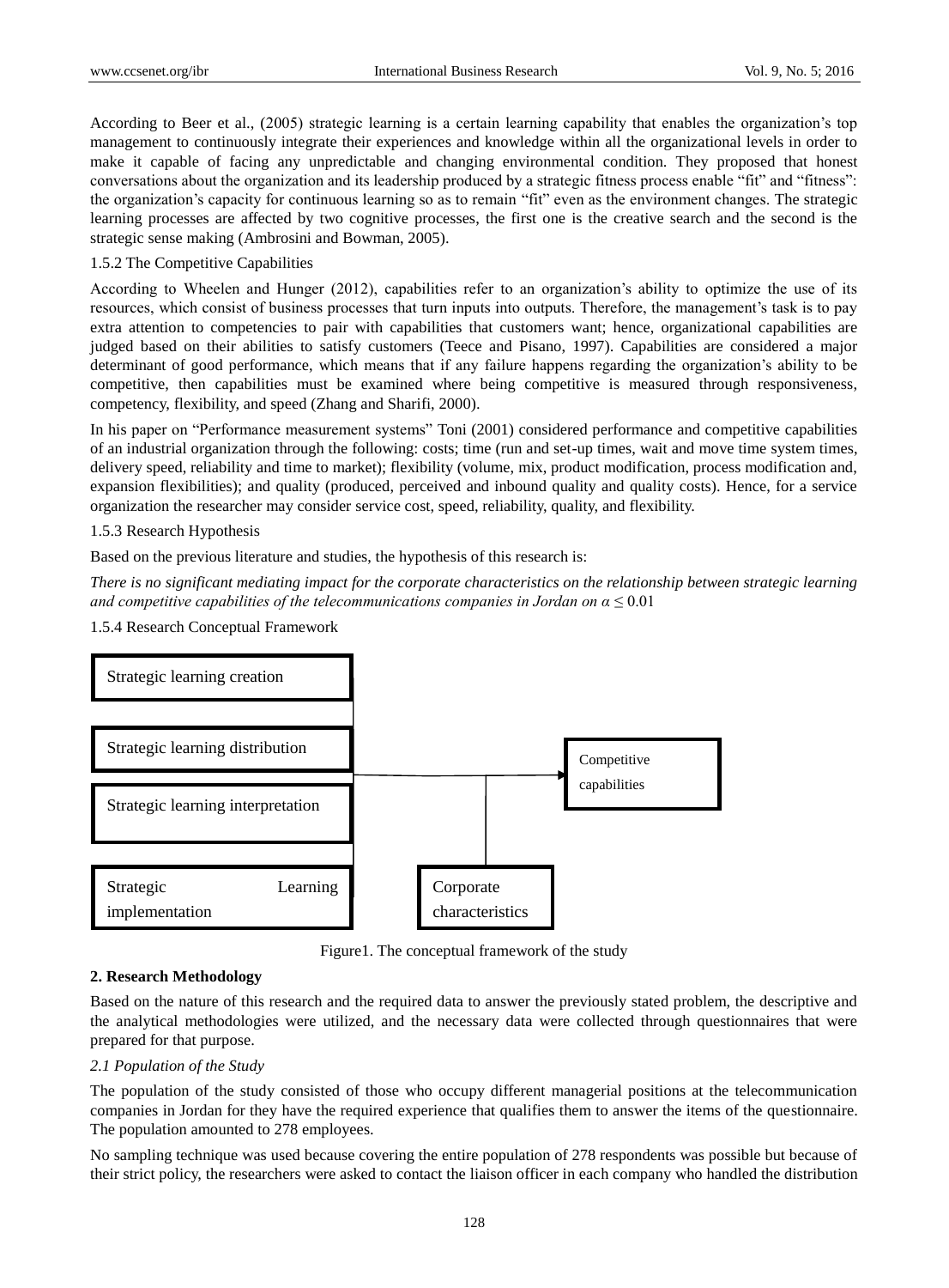According to Beer et al., (2005) strategic learning is a certain learning capability that enables the organization's top management to continuously integrate their experiences and knowledge within all the organizational levels in order to make it capable of facing any unpredictable and changing environmental condition. They proposed that honest conversations about the organization and its leadership produced by a strategic fitness process enable "fit" and "fitness": the organization's capacity for continuous learning so as to remain "fit" even as the environment changes. The strategic learning processes are affected by two cognitive processes, the first one is the creative search and the second is the strategic sense making (Ambrosini and Bowman, 2005).

### 1.5.2 The Competitive Capabilities

According to Wheelen and Hunger (2012), capabilities refer to an organization's ability to optimize the use of its resources, which consist of business processes that turn inputs into outputs. Therefore, the management's task is to pay extra attention to competencies to pair with capabilities that customers want; hence, organizational capabilities are judged based on their abilities to satisfy customers (Teece and Pisano, 1997). Capabilities are considered a major determinant of good performance, which means that if any failure happens regarding the organization's ability to be competitive, then capabilities must be examined where being competitive is measured through responsiveness, competency, flexibility, and speed (Zhang and Sharifi, 2000).

In his paper on "Performance measurement systems" Toni (2001) considered performance and competitive capabilities of an industrial organization through the following: costs; time (run and set-up times, wait and move time system times, delivery speed, reliability and time to market); flexibility (volume, mix, product modification, process modification and, expansion flexibilities); and quality (produced, perceived and inbound quality and quality costs). Hence, for a service organization the researcher may consider service cost, speed, reliability, quality, and flexibility.

### 1.5.3 Research Hypothesis

Based on the previous literature and studies, the hypothesis of this research is:

*There is no significant mediating impact for the corporate characteristics on the relationship between strategic learning and competitive capabilities of the telecommunications companies in Jordan on $\alpha \leq 0.01$*

### 1.5.4 Research Conceptual Framework

Strategic learning creation

Strategic learning distribution

Strategic learning interpretation

Strategic Learning implementation

Competitive capabilities

Corporate characteristics

Figure1. The conceptual framework of the study

## 2. Research Methodology

Based on the nature of this research and the required data to answer the previously stated problem, the descriptive and the analytical methodologies were utilized, and the necessary data were collected through questionnaires that were prepared for that purpose.

### *2.1 Population of the Study*

The population of the study consisted of those who occupy different managerial positions at the telecommunication companies in Jordan for they have the required experience that qualifies them to answer the items of the questionnaire. The population amounted to 278 employees.

No sampling technique was used because covering the entire population of 278 respondents was possible but because of their strict policy, the researchers were asked to contact the liaison officer in each company who handled the distribution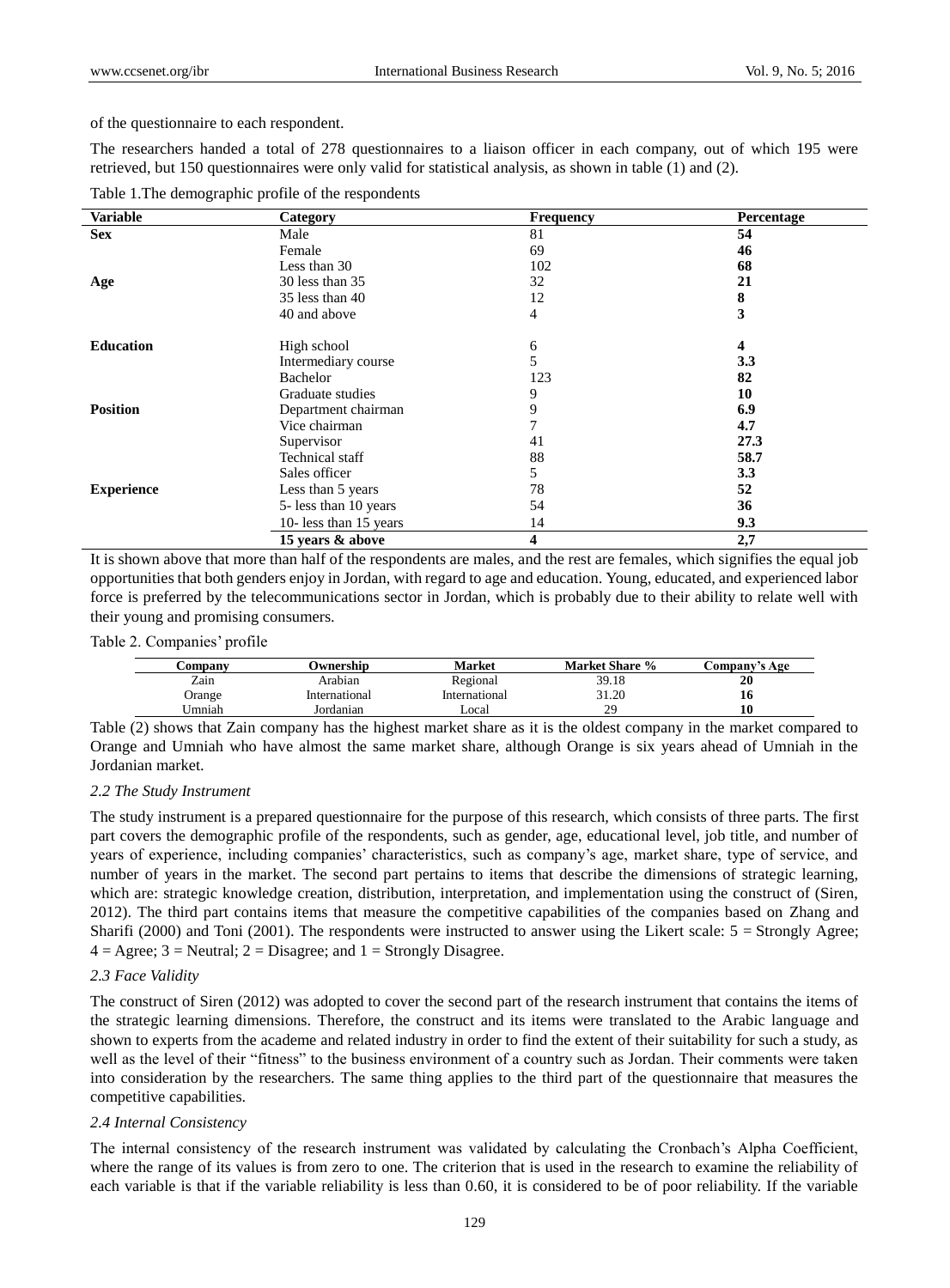of the questionnaire to each respondent.

The researchers handed a total of 278 questionnaires to a liaison officer in each company, out of which 195 were retrieved, but 150 questionnaires were only valid for statistical analysis, as shown in table (1) and (2).

Table 1.The demographic profile of the respondents

| Variable | Category | Frequency | Percentage |
|---|---|---|---|
| **Sex** | Male | 81 | **54** |
| | Female | 69 | **46** |
| | Less than 30 | 102 | **68** |
| **Age** | 30 less than 35 | 32 | **21** |
| | 35 less than 40 | 12 | **8** |
| | 40 and above | 4 | **3** |
| **Education** | High school | 6 | **4** |
| | Intermediary course | 5 | **3.3** |
| | Bachelor | 123 | **82** |
| | Graduate studies | 9 | **10** |
| **Position** | Department chairman | 9 | **6.9** |
| | Vice chairman | 7 | **4.7** |
| | Supervisor | 41 | **27.3** |
| | Technical staff | 88 | **58.7** |
| | Sales officer | 5 | **3.3** |
| **Experience** | Less than 5 years | 78 | **52** |
| | 5- less than 10 years | 54 | **36** |
| | 10- less than 15 years | 14 | **9.3** |
| | **15 years & above** | **4** | **2,7** |

It is shown above that more than half of the respondents are males, and the rest are females, which signifies the equal job opportunities that both genders enjoy in Jordan, with regard to age and education. Young, educated, and experienced labor force is preferred by the telecommunications sector in Jordan, which is probably due to their ability to relate well with their young and promising consumers.

Table 2. Companies' profile

| Company | Ownership | Market | Market Share % | Company's Age |
|---|---|---|---|---|
| Zain | Arabian | Regional | 39.18 | **20** |
| Orange | International | International | 31.20 | **16** |
| Umniah | Jordanian | Local | 29 | **10** |

Table (2) shows that Zain company has the highest market share as it is the oldest company in the market compared to Orange and Umniah who have almost the same market share, although Orange is six years ahead of Umniah in the Jordanian market.

### *2.2 The Study Instrument*

The study instrument is a prepared questionnaire for the purpose of this research, which consists of three parts. The first part covers the demographic profile of the respondents, such as gender, age, educational level, job title, and number of years of experience, including companies' characteristics, such as company's age, market share, type of service, and number of years in the market. The second part pertains to items that describe the dimensions of strategic learning, which are: strategic knowledge creation, distribution, interpretation, and implementation using the construct of (Siren, 2012). The third part contains items that measure the competitive capabilities of the companies based on Zhang and Sharifi (2000) and Toni (2001). The respondents were instructed to answer using the Likert scale: 5 = Strongly Agree; 4 = Agree; 3 = Neutral; 2 = Disagree; and 1 = Strongly Disagree.

### *2.3 Face Validity*

The construct of Siren (2012) was adopted to cover the second part of the research instrument that contains the items of the strategic learning dimensions. Therefore, the construct and its items were translated to the Arabic language and shown to experts from the academe and related industry in order to find the extent of their suitability for such a study, as well as the level of their "fitness" to the business environment of a country such as Jordan. Their comments were taken into consideration by the researchers. The same thing applies to the third part of the questionnaire that measures the competitive capabilities.

### *2.4 Internal Consistency*

The internal consistency of the research instrument was validated by calculating the Cronbach's Alpha Coefficient, where the range of its values is from zero to one. The criterion that is used in the research to examine the reliability of each variable is that if the variable reliability is less than 0.60, it is considered to be of poor reliability. If the variable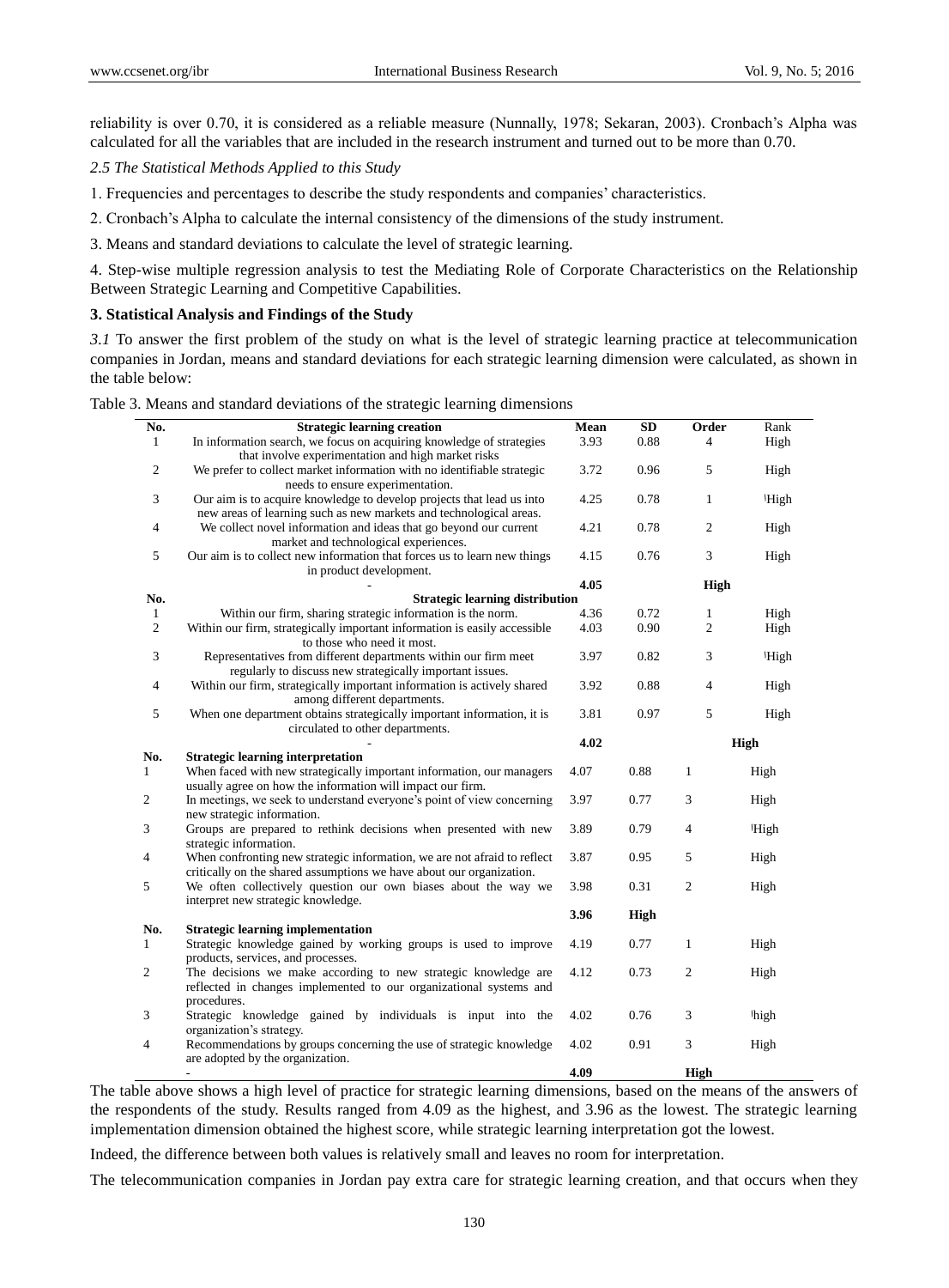reliability is over 0.70, it is considered as a reliable measure (Nunnally, 1978; Sekaran, 2003). Cronbach's Alpha was calculated for all the variables that are included in the research instrument and turned out to be more than 0.70.

*2.5 The Statistical Methods Applied to this Study*

1. Frequencies and percentages to describe the study respondents and companies' characteristics.

2. Cronbach's Alpha to calculate the internal consistency of the dimensions of the study instrument.

3. Means and standard deviations to calculate the level of strategic learning.

4. Step-wise multiple regression analysis to test the Mediating Role of Corporate Characteristics on the Relationship Between Strategic Learning and Competitive Capabilities.

### 3. Statistical Analysis and Findings of the Study

*3.1* To answer the first problem of the study on what is the level of strategic learning practice at telecommunication companies in Jordan, means and standard deviations for each strategic learning dimension were calculated, as shown in the table below:

Table 3. Means and standard deviations of the strategic learning dimensions

| No. | Strategic learning creation | Mean | SD | Order | Rank |
|---|---|---|---|---|---|
| 1 | In information search, we focus on acquiring knowledge of strategies that involve experimentation and high market risks | 3.93 | 0.88 | 4 | High |
| 2 | We prefer to collect market information with no identifiable strategic needs to ensure experimentation. | 3.72 | 0.96 | 5 | High |
| 3 | Our aim is to acquire knowledge to develop projects that lead us into new areas of learning such as new markets and technological areas. | 4.25 | 0.78 | 1 | High |
| 4 | We collect novel information and ideas that go beyond our current market and technological experiences. | 4.21 | 0.78 | 2 | High |
| 5 | Our aim is to collect new information that forces us to learn new things in product development. | 4.15 | 0.76 | 3 | High |
| | - | 4.05 | | High | |
| **No.** | **Strategic learning distribution** | | | | |
| 1 | Within our firm, sharing strategic information is the norm. | 4.36 | 0.72 | 1 | High |
| 2 | Within our firm, strategically important information is easily accessible to those who need it most. | 4.03 | 0.90 | 2 | High |
| 3 | Representatives from different departments within our firm meet regularly to discuss new strategically important issues. | 3.97 | 0.82 | 3 | High |
| 4 | Within our firm, strategically important information is actively shared among different departments. | 3.92 | 0.88 | 4 | High |
| 5 | When one department obtains strategically important information, it is circulated to other departments. | 3.81 | 0.97 | 5 | High |
| | - | 4.02 | | | High |
| **No.** | **Strategic learning interpretation** | | | | |
| 1 | When faced with new strategically important information, our managers usually agree on how the information will impact our firm. | 4.07 | 0.88 | 1 | High |
| 2 | In meetings, we seek to understand everyone's point of view concerning new strategic information. | 3.97 | 0.77 | 3 | High |
| 3 | Groups are prepared to rethink decisions when presented with new strategic information. | 3.89 | 0.79 | 4 | High |
| 4 | When confronting new strategic information, we are not afraid to reflect critically on the shared assumptions we have about our organization. | 3.87 | 0.95 | 5 | High |
| 5 | We often collectively question our own biases about the way we interpret new strategic knowledge. | 3.98 | 0.31 | 2 | High |
| | | 3.96 | High | | |
| **No.** | **Strategic learning implementation** | | | | |
| 1 | Strategic knowledge gained by working groups is used to improve products, services, and processes. | 4.19 | 0.77 | 1 | High |
| 2 | The decisions we make according to new strategic knowledge are reflected in changes implemented to our organizational systems and procedures. | 4.12 | 0.73 | 2 | High |
| 3 | Strategic knowledge gained by individuals is input into the organization's strategy. | 4.02 | 0.76 | 3 | high |
| 4 | Recommendations by groups concerning the use of strategic knowledge are adopted by the organization. | 4.02 | 0.91 | 3 | High |
| | - | 4.09 | | High | |

The table above shows a high level of practice for strategic learning dimensions, based on the means of the answers of the respondents of the study. Results ranged from 4.09 as the highest, and 3.96 as the lowest. The strategic learning implementation dimension obtained the highest score, while strategic learning interpretation got the lowest.

Indeed, the difference between both values is relatively small and leaves no room for interpretation.

The telecommunication companies in Jordan pay extra care for strategic learning creation, and that occurs when they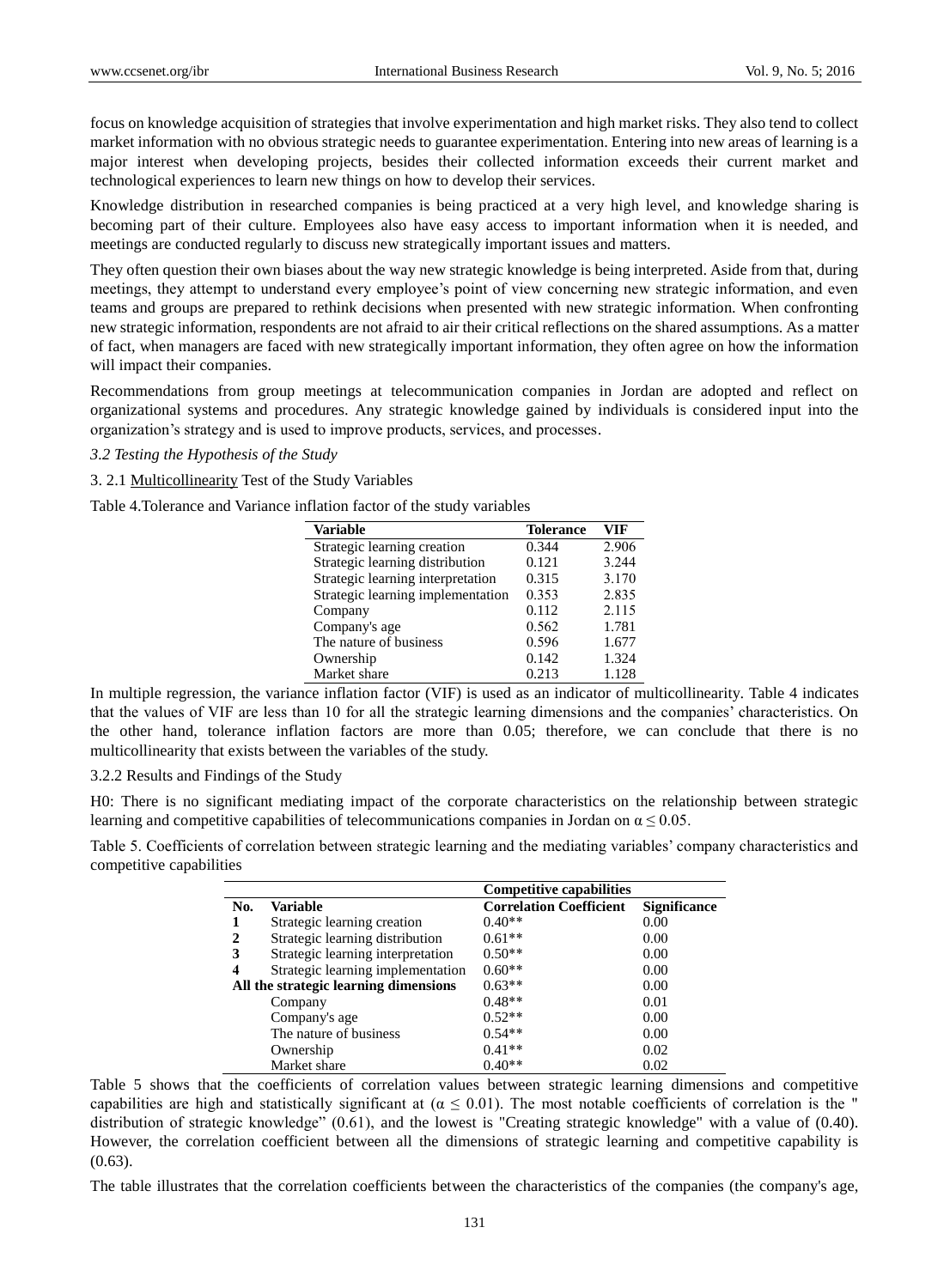focus on knowledge acquisition of strategies that involve experimentation and high market risks. They also tend to collect market information with no obvious strategic needs to guarantee experimentation. Entering into new areas of learning is a major interest when developing projects, besides their collected information exceeds their current market and technological experiences to learn new things on how to develop their services.

Knowledge distribution in researched companies is being practiced at a very high level, and knowledge sharing is becoming part of their culture. Employees also have easy access to important information when it is needed, and meetings are conducted regularly to discuss new strategically important issues and matters.

They often question their own biases about the way new strategic knowledge is being interpreted. Aside from that, during meetings, they attempt to understand every employee's point of view concerning new strategic information, and even teams and groups are prepared to rethink decisions when presented with new strategic information. When confronting new strategic information, respondents are not afraid to air their critical reflections on the shared assumptions. As a matter of fact, when managers are faced with new strategically important information, they often agree on how the information will impact their companies.

Recommendations from group meetings at telecommunication companies in Jordan are adopted and reflect on organizational systems and procedures. Any strategic knowledge gained by individuals is considered input into the organization's strategy and is used to improve products, services, and processes.

### *3.2 Testing the Hypothesis of the Study*

#### 3. 2.1 Multicollinearity Test of the Study Variables

Table 4.Tolerance and Variance inflation factor of the study variables

| Variable | Tolerance | VIF |
|---|---|---|
| Strategic learning creation | 0.344 | 2.906 |
| Strategic learning distribution | 0.121 | 3.244 |
| Strategic learning interpretation | 0.315 | 3.170 |
| Strategic learning implementation | 0.353 | 2.835 |
| Company | 0.112 | 2.115 |
| Company's age | 0.562 | 1.781 |
| The nature of business | 0.596 | 1.677 |
| Ownership | 0.142 | 1.324 |
| Market share | 0.213 | 1.128 |

In multiple regression, the variance inflation factor (VIF) is used as an indicator of multicollinearity. Table 4 indicates that the values of VIF are less than 10 for all the strategic learning dimensions and the companies' characteristics. On the other hand, tolerance inflation factors are more than 0.05; therefore, we can conclude that there is no multicollinearity that exists between the variables of the study.

#### 3.2.2 Results and Findings of the Study

H0: There is no significant mediating impact of the corporate characteristics on the relationship between strategic learning and competitive capabilities of telecommunications companies in Jordan on $\alpha \leq 0.05$.

Table 5. Coefficients of correlation between strategic learning and the mediating variables' company characteristics and competitive capabilities

| | | Competitive capabilities | |
|---|---|---|---|
| **No.** | **Variable** | **Correlation Coefficient** | **Significance** |
| 1 | Strategic learning creation | 0.40** | 0.00 |
| 2 | Strategic learning distribution | 0.61** | 0.00 |
| 3 | Strategic learning interpretation | 0.50** | 0.00 |
| 4 | Strategic learning implementation | 0.60** | 0.00 |
| **All the strategic learning dimensions** | | 0.63** | 0.00 |
| | Company | 0.48** | 0.01 |
| | Company's age | 0.52** | 0.00 |
| | The nature of business | 0.54** | 0.00 |
| | Ownership | 0.41** | 0.02 |
| | Market share | 0.40** | 0.02 |

Table 5 shows that the coefficients of correlation values between strategic learning dimensions and competitive capabilities are high and statistically significant at ($\alpha \leq 0.01$). The most notable coefficients of correlation is the " distribution of strategic knowledge" (0.61), and the lowest is "Creating strategic knowledge" with a value of (0.40). However, the correlation coefficient between all the dimensions of strategic learning and competitive capability is (0.63).

The table illustrates that the correlation coefficients between the characteristics of the companies (the company's age,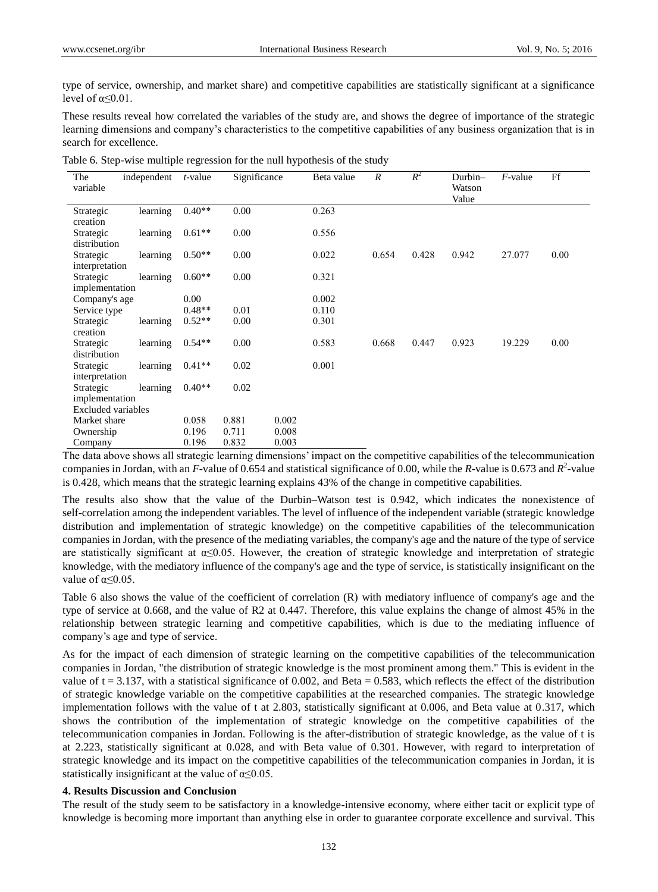type of service, ownership, and market share) and competitive capabilities are statistically significant at a significance level of $\alpha \leq 0.01$.

These results reveal how correlated the variables of the study are, and shows the degree of importance of the strategic learning dimensions and company's characteristics to the competitive capabilities of any business organization that is in search for excellence.

Table 6. Step-wise multiple regression for the null hypothesis of the study

| The independent variable | *t*-value | Significance | | Beta value | *R* | $R^2$ | Durbin–Watson Value | *F*-value | Ff |
|---|---|---|---|---|---|---|---|---|---|
| Strategic learning creation | 0.40** | 0.00 | | 0.263 | | | | | |
| Strategic learning distribution | 0.61** | 0.00 | | 0.556 | | | | | |
| Strategic learning interpretation | 0.50** | 0.00 | | 0.022 | 0.654 | 0.428 | 0.942 | 27.077 | 0.00 |
| Strategic learning implementation | 0.60** | 0.00 | | 0.321 | | | | | |
| Company's age | 0.00 | | | 0.002 | | | | | |
| Service type | 0.48** | 0.01 | | 0.110 | | | | | |
| Strategic learning creation | 0.52** | 0.00 | | 0.301 | | | | | |
| Strategic learning distribution | 0.54** | 0.00 | | 0.583 | 0.668 | 0.447 | 0.923 | 19.229 | 0.00 |
| Strategic learning interpretation | 0.41** | 0.02 | | 0.001 | | | | | |
| Strategic learning implementation | 0.40** | 0.02 | | | | | | | |
| Excluded variables | | | | | | | | | |
| Market share | 0.058 | 0.881 | 0.002 | | | | | | |
| Ownership | 0.196 | 0.711 | 0.008 | | | | | | |
| Company | 0.196 | 0.832 | 0.003 | | | | | | |

The data above shows all strategic learning dimensions' impact on the competitive capabilities of the telecommunication companies in Jordan, with an *F*-value of 0.654 and statistical significance of 0.00, while the *R*-value is 0.673 and $R^2$-value is 0.428, which means that the strategic learning explains 43% of the change in competitive capabilities.

The results also show that the value of the Durbin–Watson test is 0.942, which indicates the nonexistence of self-correlation among the independent variables. The level of influence of the independent variable (strategic knowledge distribution and implementation of strategic knowledge) on the competitive capabilities of the telecommunication companies in Jordan, with the presence of the mediating variables, the company's age and the nature of the type of service are statistically significant at $\alpha \leq 0.05$. However, the creation of strategic knowledge and interpretation of strategic knowledge, with the mediatory influence of the company's age and the type of service, is statistically insignificant on the value of $\alpha \leq 0.05$.

Table 6 also shows the value of the coefficient of correlation (R) with mediatory influence of company's age and the type of service at 0.668, and the value of R2 at 0.447. Therefore, this value explains the change of almost 45% in the relationship between strategic learning and competitive capabilities, which is due to the mediating influence of company's age and type of service.

As for the impact of each dimension of strategic learning on the competitive capabilities of the telecommunication companies in Jordan, "the distribution of strategic knowledge is the most prominent among them." This is evident in the value of t = 3.137, with a statistical significance of 0.002, and Beta = 0.583, which reflects the effect of the distribution of strategic knowledge variable on the competitive capabilities at the researched companies. The strategic knowledge implementation follows with the value of t at 2.803, statistically significant at 0.006, and Beta value at 0.317, which shows the contribution of the implementation of strategic knowledge on the competitive capabilities of the telecommunication companies in Jordan. Following is the after-distribution of strategic knowledge, as the value of t is at 2.223, statistically significant at 0.028, and with Beta value of 0.301. However, with regard to interpretation of strategic knowledge and its impact on the competitive capabilities of the telecommunication companies in Jordan, it is statistically insignificant at the value of $\alpha \leq 0.05$.

## 4. Results Discussion and Conclusion

The result of the study seem to be satisfactory in a knowledge-intensive economy, where either tacit or explicit type of knowledge is becoming more important than anything else in order to guarantee corporate excellence and survival. This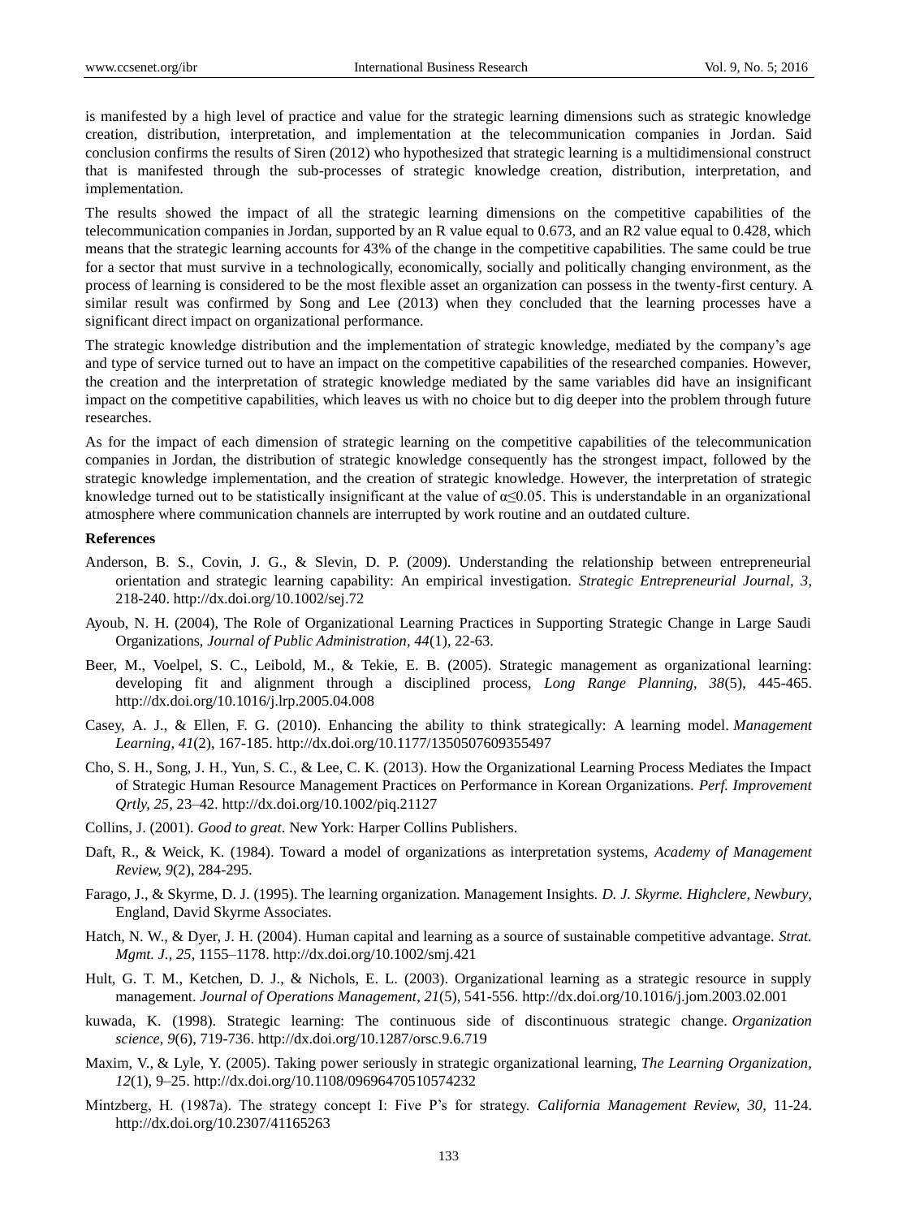is manifested by a high level of practice and value for the strategic learning dimensions such as strategic knowledge creation, distribution, interpretation, and implementation at the telecommunication companies in Jordan. Said conclusion confirms the results of Siren (2012) who hypothesized that strategic learning is a multidimensional construct that is manifested through the sub-processes of strategic knowledge creation, distribution, interpretation, and implementation.

The results showed the impact of all the strategic learning dimensions on the competitive capabilities of the telecommunication companies in Jordan, supported by an R value equal to 0.673, and an R2 value equal to 0.428, which means that the strategic learning accounts for 43% of the change in the competitive capabilities. The same could be true for a sector that must survive in a technologically, economically, socially and politically changing environment, as the process of learning is considered to be the most flexible asset an organization can possess in the twenty-first century. A similar result was confirmed by Song and Lee (2013) when they concluded that the learning processes have a significant direct impact on organizational performance.

The strategic knowledge distribution and the implementation of strategic knowledge, mediated by the company's age and type of service turned out to have an impact on the competitive capabilities of the researched companies. However, the creation and the interpretation of strategic knowledge mediated by the same variables did have an insignificant impact on the competitive capabilities, which leaves us with no choice but to dig deeper into the problem through future researches.

As for the impact of each dimension of strategic learning on the competitive capabilities of the telecommunication companies in Jordan, the distribution of strategic knowledge consequently has the strongest impact, followed by the strategic knowledge implementation, and the creation of strategic knowledge. However, the interpretation of strategic knowledge turned out to be statistically insignificant at the value of $\alpha \leq 0.05$. This is understandable in an organizational atmosphere where communication channels are interrupted by work routine and an outdated culture.

**References**

Anderson, B. S., Covin, J. G., & Slevin, D. P. (2009). Understanding the relationship between entrepreneurial orientation and strategic learning capability: An empirical investigation. *Strategic Entrepreneurial Journal*, *3*, 218-240. http://dx.doi.org/10.1002/sej.72

Ayoub, N. H. (2004), The Role of Organizational Learning Practices in Supporting Strategic Change in Large Saudi Organizations, *Journal of Public Administration, 44*(1), 22-63.

Beer, M., Voelpel, S. C., Leibold, M., & Tekie, E. B. (2005). Strategic management as organizational learning: developing fit and alignment through a disciplined process, *Long Range Planning*, *38*(5), 445-465. http://dx.doi.org/10.1016/j.lrp.2005.04.008

Casey, A. J., & Ellen, F. G. (2010). Enhancing the ability to think strategically: A learning model. *Management Learning, 41*(2), 167-185. http://dx.doi.org/10.1177/1350507609355497

Cho, S. H., Song, J. H., Yun, S. C., & Lee, C. K. (2013). How the Organizational Learning Process Mediates the Impact of Strategic Human Resource Management Practices on Performance in Korean Organizations. *Perf. Improvement Qrtly, 25*, 23–42. http://dx.doi.org/10.1002/piq.21127

Collins, J. (2001). *Good to great*. New York: Harper Collins Publishers.

Daft, R., & Weick, K. (1984). Toward a model of organizations as interpretation systems, *Academy of Management Review, 9*(2), 284-295.

Farago, J., & Skyrme, D. J. (1995). The learning organization. Management Insights. *D. J. Skyrme. Highclere, Newbury*, England, David Skyrme Associates.

Hatch, N. W., & Dyer, J. H. (2004). Human capital and learning as a source of sustainable competitive advantage. *Strat. Mgmt. J., 25*, 1155–1178. http://dx.doi.org/10.1002/smj.421

Hult, G. T. M., Ketchen, D. J., & Nichols, E. L. (2003). Organizational learning as a strategic resource in supply management. *Journal of Operations Management*, *21*(5), 541-556. http://dx.doi.org/10.1016/j.jom.2003.02.001

kuwada, K. (1998). Strategic learning: The continuous side of discontinuous strategic change. *Organization science*, *9*(6), 719-736. http://dx.doi.org/10.1287/orsc.9.6.719

Maxim, V., & Lyle, Y. (2005). Taking power seriously in strategic organizational learning, *The Learning Organization, 12*(1), 9–25. http://dx.doi.org/10.1108/09696470510574232

Mintzberg, H. (1987a). The strategy concept I: Five P's for strategy. *California Management Review, 30*, 11-24. http://dx.doi.org/10.2307/41165263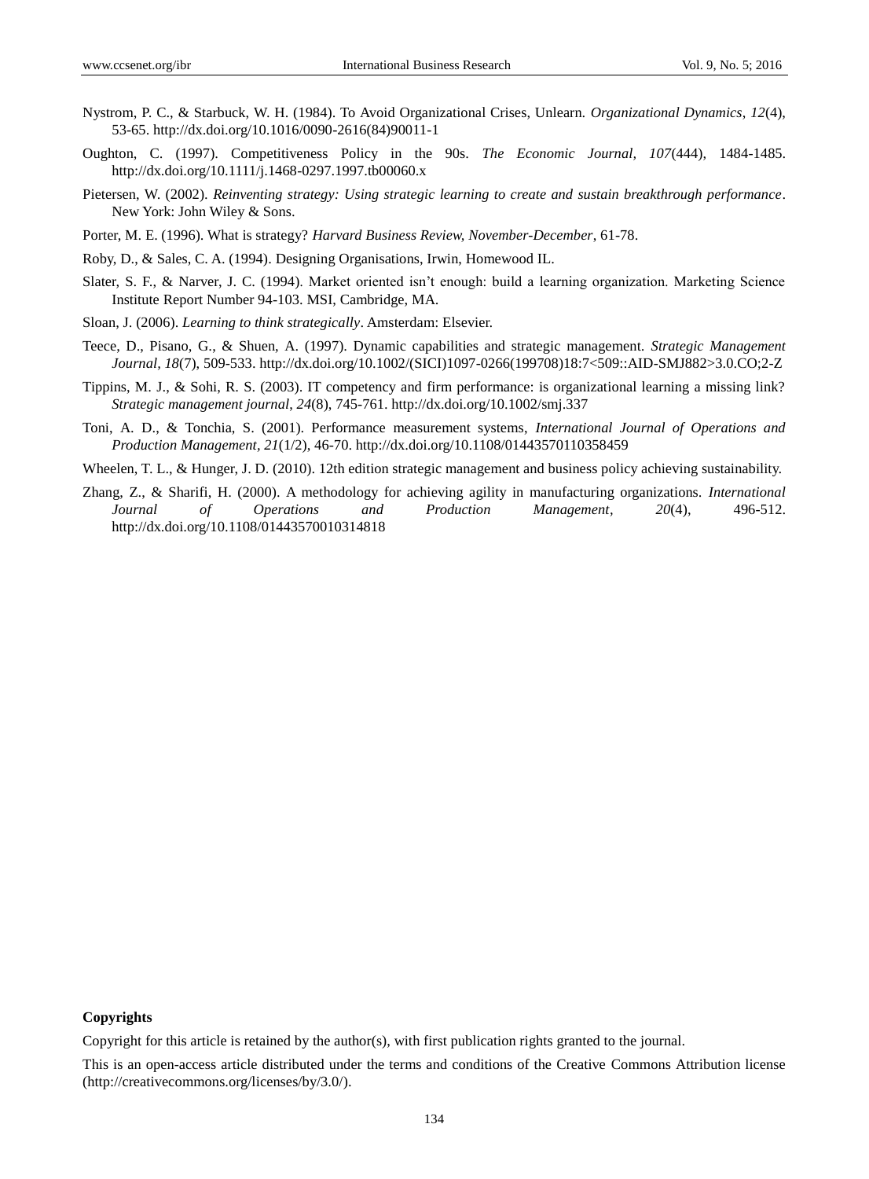Nystrom, P. C., & Starbuck, W. H. (1984). To Avoid Organizational Crises, Unlearn. *Organizational Dynamics*, *12*(4), 53-65. http://dx.doi.org/10.1016/0090-2616(84)90011-1

Oughton, C. (1997). Competitiveness Policy in the 90s. *The Economic Journal, 107*(444), 1484-1485. http://dx.doi.org/10.1111/j.1468-0297.1997.tb00060.x

Pietersen, W. (2002). *Reinventing strategy: Using strategic learning to create and sustain breakthrough performance*. New York: John Wiley & Sons.

Porter, M. E. (1996). What is strategy? *Harvard Business Review, November-December*, 61-78.

Roby, D., & Sales, C. A. (1994). Designing Organisations, Irwin, Homewood IL.

Slater, S. F., & Narver, J. C. (1994). Market oriented isn't enough: build a learning organization. Marketing Science Institute Report Number 94-103. MSI, Cambridge, MA.

Sloan, J. (2006). *Learning to think strategically*. Amsterdam: Elsevier.

Teece, D., Pisano, G., & Shuen, A. (1997). Dynamic capabilities and strategic management. *Strategic Management Journal, 18*(7), 509-533. http://dx.doi.org/10.1002/(SICI)1097-0266(199708)18:7<509::AID-SMJ882>3.0.CO;2-Z

Tippins, M. J., & Sohi, R. S. (2003). IT competency and firm performance: is organizational learning a missing link? *Strategic management journal*, *24*(8), 745-761. http://dx.doi.org/10.1002/smj.337

Toni, A. D., & Tonchia, S. (2001). Performance measurement systems, *International Journal of Operations and Production Management*, *21*(1/2), 46-70. http://dx.doi.org/10.1108/01443570110358459

Wheelen, T. L., & Hunger, J. D. (2010). 12th edition strategic management and business policy achieving sustainability.

Zhang, Z., & Sharifi, H. (2000). A methodology for achieving agility in manufacturing organizations. *International Journal of Operations and Production Management*, *20*(4), 496-512. http://dx.doi.org/10.1108/01443570010314818

**Copyrights**

Copyright for this article is retained by the author(s), with first publication rights granted to the journal.

This is an open-access article distributed under the terms and conditions of the Creative Commons Attribution license (http://creativecommons.org/licenses/by/3.0/).